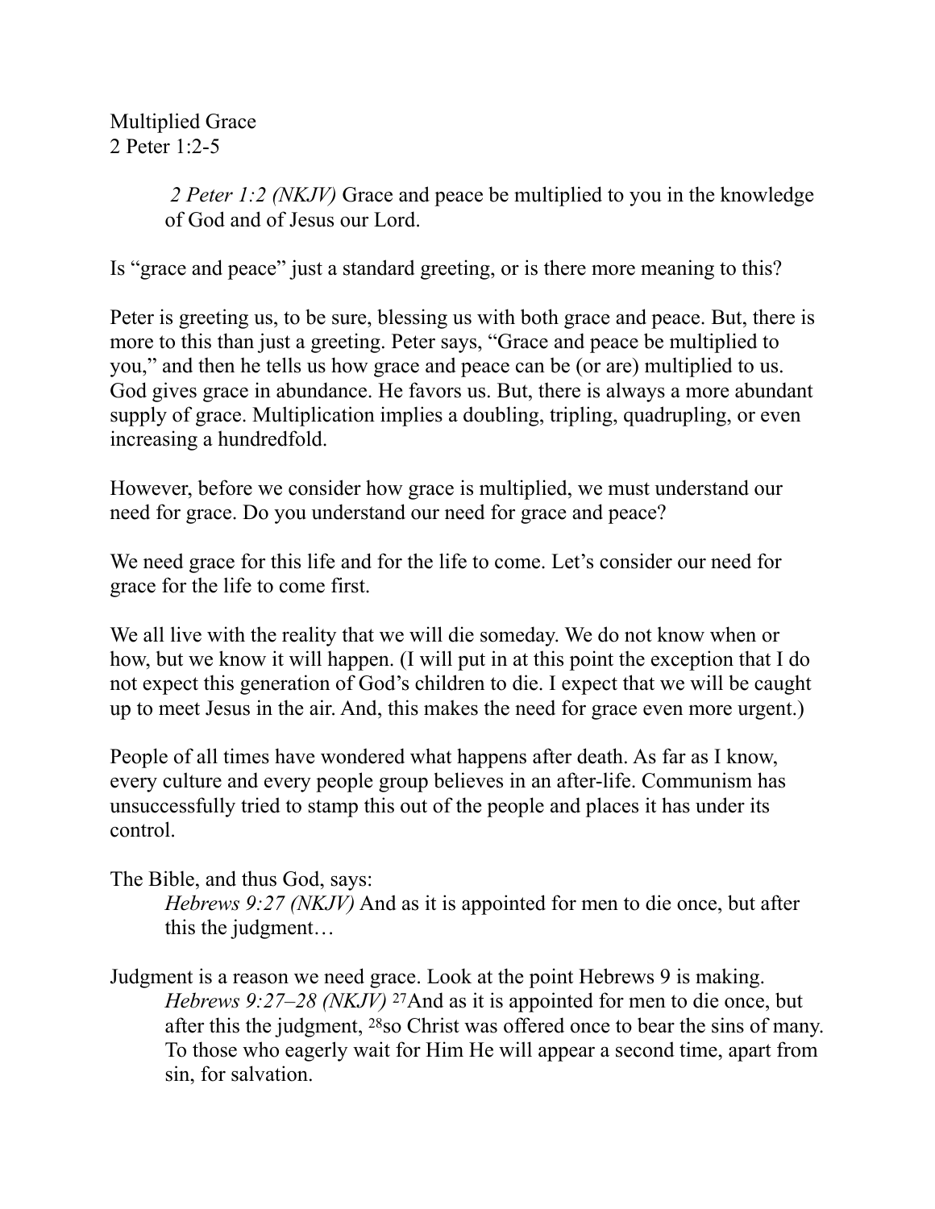Multiplied Grace
2 Peter 1:2-5

> *2 Peter 1:2 (NKJV)* Grace and peace be multiplied to you in the knowledge of God and of Jesus our Lord.

Is "grace and peace" just a standard greeting, or is there more meaning to this?

Peter is greeting us, to be sure, blessing us with both grace and peace. But, there is more to this than just a greeting. Peter says, "Grace and peace be multiplied to you," and then he tells us how grace and peace can be (or are) multiplied to us. God gives grace in abundance. He favors us. But, there is always a more abundant supply of grace. Multiplication implies a doubling, tripling, quadrupling, or even increasing a hundredfold.

However, before we consider how grace is multiplied, we must understand our need for grace. Do you understand our need for grace and peace?

We need grace for this life and for the life to come. Let's consider our need for grace for the life to come first.

We all live with the reality that we will die someday. We do not know when or how, but we know it will happen. (I will put in at this point the exception that I do not expect this generation of God's children to die. I expect that we will be caught up to meet Jesus in the air. And, this makes the need for grace even more urgent.)

People of all times have wondered what happens after death. As far as I know, every culture and every people group believes in an after-life. Communism has unsuccessfully tried to stamp this out of the people and places it has under its control.

The Bible, and thus God, says:

> *Hebrews 9:27 (NKJV)* And as it is appointed for men to die once, but after this the judgment…

Judgment is a reason we need grace. Look at the point Hebrews 9 is making.

> *Hebrews 9:27–28 (NKJV)* 27And as it is appointed for men to die once, but after this the judgment, 28so Christ was offered once to bear the sins of many. To those who eagerly wait for Him He will appear a second time, apart from sin, for salvation.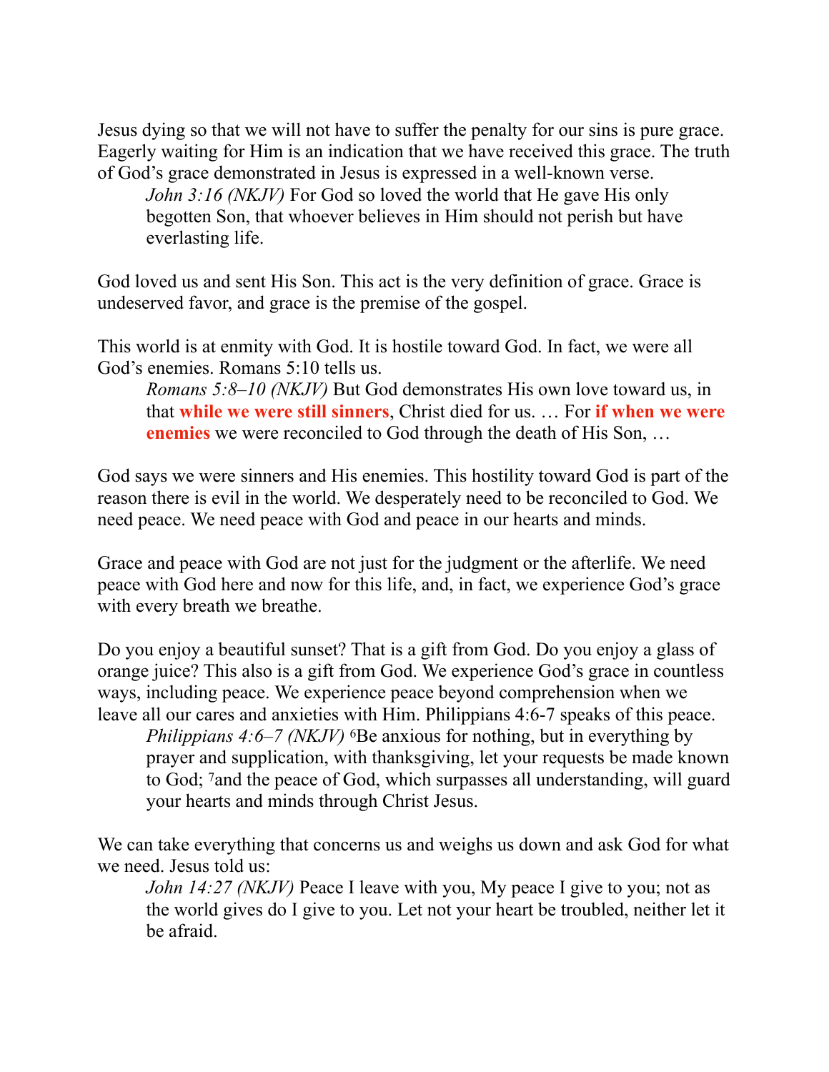Jesus dying so that we will not have to suffer the penalty for our sins is pure grace. Eagerly waiting for Him is an indication that we have received this grace. The truth of God's grace demonstrated in Jesus is expressed in a well-known verse.

> *John 3:16 (NKJV)* For God so loved the world that He gave His only begotten Son, that whoever believes in Him should not perish but have everlasting life.

God loved us and sent His Son. This act is the very definition of grace. Grace is undeserved favor, and grace is the premise of the gospel.

This world is at enmity with God. It is hostile toward God. In fact, we were all God's enemies. Romans 5:10 tells us.

> *Romans 5:8–10 (NKJV)* But God demonstrates His own love toward us, in that **while we were still sinners**, Christ died for us. … For **if when we were enemies** we were reconciled to God through the death of His Son, …

God says we were sinners and His enemies. This hostility toward God is part of the reason there is evil in the world. We desperately need to be reconciled to God. We need peace. We need peace with God and peace in our hearts and minds.

Grace and peace with God are not just for the judgment or the afterlife. We need peace with God here and now for this life, and, in fact, we experience God's grace with every breath we breathe.

Do you enjoy a beautiful sunset? That is a gift from God. Do you enjoy a glass of orange juice? This also is a gift from God. We experience God's grace in countless ways, including peace. We experience peace beyond comprehension when we leave all our cares and anxieties with Him. Philippians 4:6-7 speaks of this peace.

> *Philippians 4:6–7 (NKJV)* [6]Be anxious for nothing, but in everything by prayer and supplication, with thanksgiving, let your requests be made known to God; [7]and the peace of God, which surpasses all understanding, will guard your hearts and minds through Christ Jesus.

We can take everything that concerns us and weighs us down and ask God for what we need. Jesus told us:

> *John 14:27 (NKJV)* Peace I leave with you, My peace I give to you; not as the world gives do I give to you. Let not your heart be troubled, neither let it be afraid.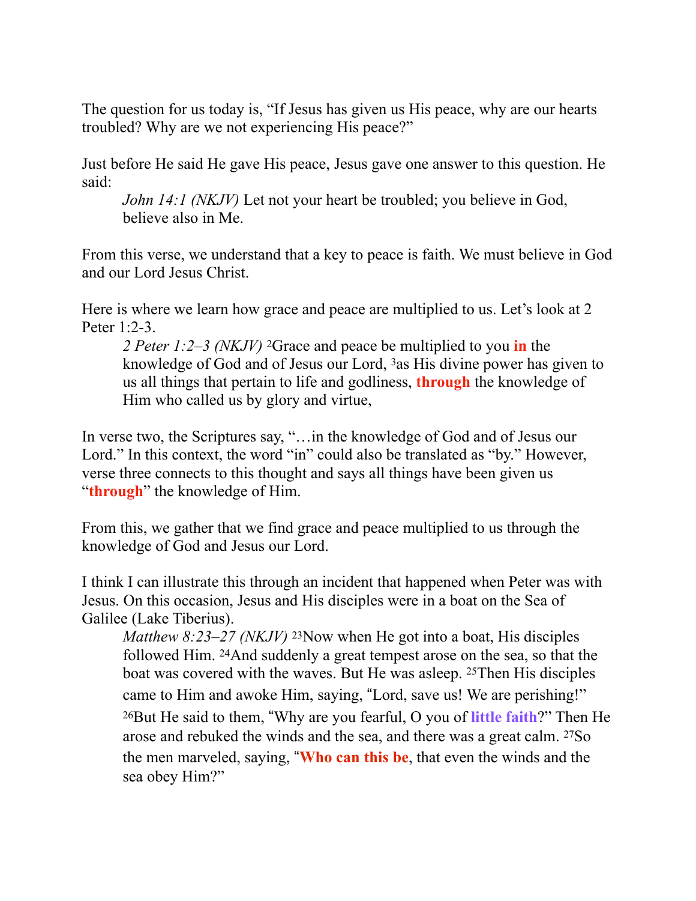The question for us today is, "If Jesus has given us His peace, why are our hearts troubled? Why are we not experiencing His peace?"

Just before He said He gave His peace, Jesus gave one answer to this question. He said:

> *John 14:1 (NKJV)* Let not your heart be troubled; you believe in God, believe also in Me.

From this verse, we understand that a key to peace is faith. We must believe in God and our Lord Jesus Christ.

Here is where we learn how grace and peace are multiplied to us. Let's look at 2 Peter 1:2-3.

> *2 Peter 1:2–3 (NKJV)* [2]Grace and peace be multiplied to you **in** the knowledge of God and of Jesus our Lord, [3]as His divine power has given to us all things that pertain to life and godliness, **through** the knowledge of Him who called us by glory and virtue,

In verse two, the Scriptures say, "…in the knowledge of God and of Jesus our Lord." In this context, the word "in" could also be translated as "by." However, verse three connects to this thought and says all things have been given us "**through**" the knowledge of Him.

From this, we gather that we find grace and peace multiplied to us through the knowledge of God and Jesus our Lord.

I think I can illustrate this through an incident that happened when Peter was with Jesus. On this occasion, Jesus and His disciples were in a boat on the Sea of Galilee (Lake Tiberius).

> *Matthew 8:23–27 (NKJV)* [23]Now when He got into a boat, His disciples followed Him. [24]And suddenly a great tempest arose on the sea, so that the boat was covered with the waves. But He was asleep. [25]Then His disciples came to Him and awoke Him, saying, "Lord, save us! We are perishing!" [26]But He said to them, "Why are you fearful, O you of **little faith**?" Then He arose and rebuked the winds and the sea, and there was a great calm. [27]So the men marveled, saying, "**Who can this be**, that even the winds and the sea obey Him?"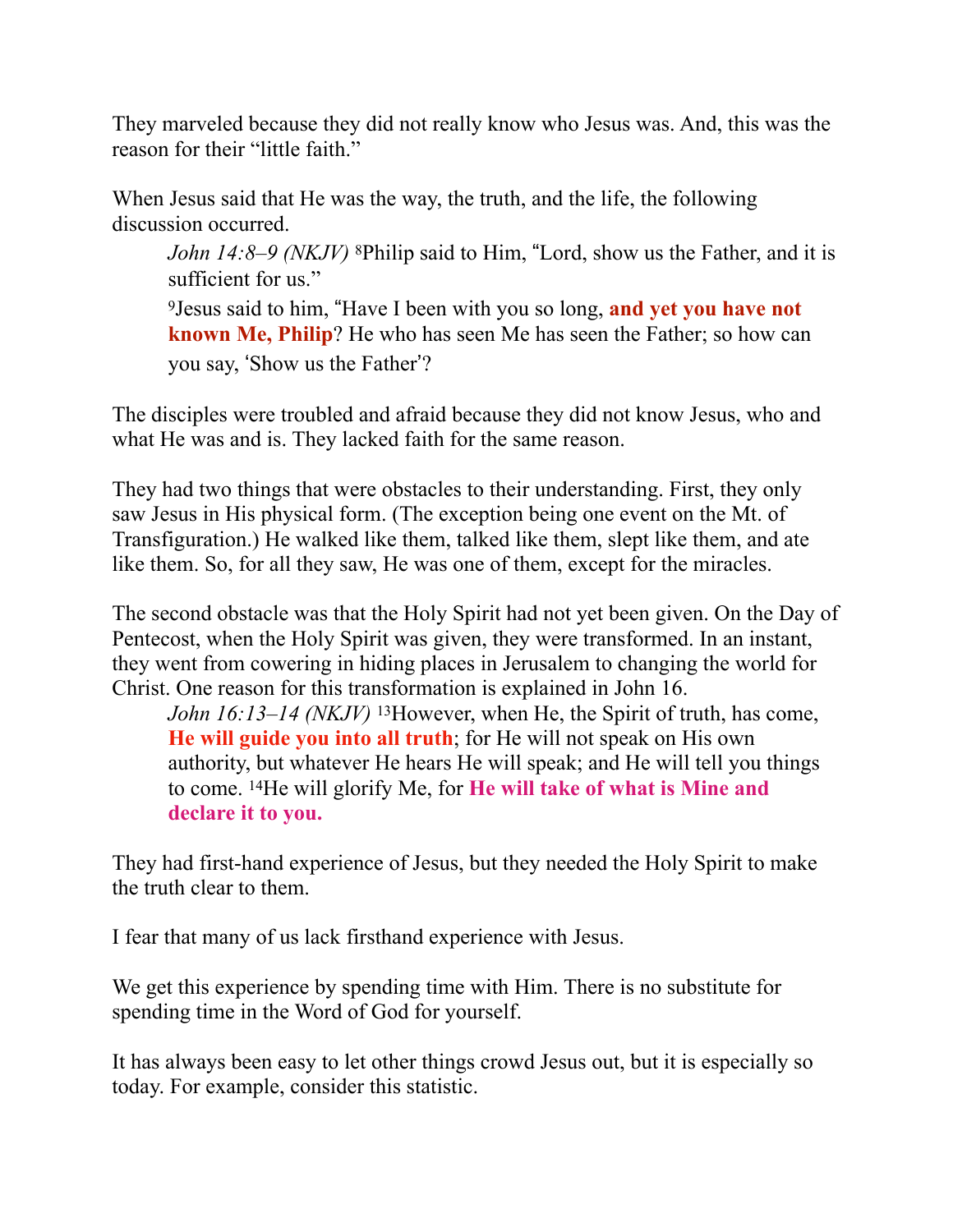They marveled because they did not really know who Jesus was. And, this was the reason for their "little faith."

When Jesus said that He was the way, the truth, and the life, the following discussion occurred.

> *John 14:8–9 (NKJV)* [8]Philip said to Him, "Lord, show us the Father, and it is sufficient for us."
>
> [9]Jesus said to him, "Have I been with you so long, **and yet you have not known Me, Philip**? He who has seen Me has seen the Father; so how can you say, 'Show us the Father'?

The disciples were troubled and afraid because they did not know Jesus, who and what He was and is. They lacked faith for the same reason.

They had two things that were obstacles to their understanding. First, they only saw Jesus in His physical form. (The exception being one event on the Mt. of Transfiguration.) He walked like them, talked like them, slept like them, and ate like them. So, for all they saw, He was one of them, except for the miracles.

The second obstacle was that the Holy Spirit had not yet been given. On the Day of Pentecost, when the Holy Spirit was given, they were transformed. In an instant, they went from cowering in hiding places in Jerusalem to changing the world for Christ. One reason for this transformation is explained in John 16.

> *John 16:13–14 (NKJV)* [13]However, when He, the Spirit of truth, has come, **He will guide you into all truth**; for He will not speak on His own authority, but whatever He hears He will speak; and He will tell you things to come. [14]He will glorify Me, for **He will take of what is Mine and declare it to you.**

They had first-hand experience of Jesus, but they needed the Holy Spirit to make the truth clear to them.

I fear that many of us lack firsthand experience with Jesus.

We get this experience by spending time with Him. There is no substitute for spending time in the Word of God for yourself.

It has always been easy to let other things crowd Jesus out, but it is especially so today. For example, consider this statistic.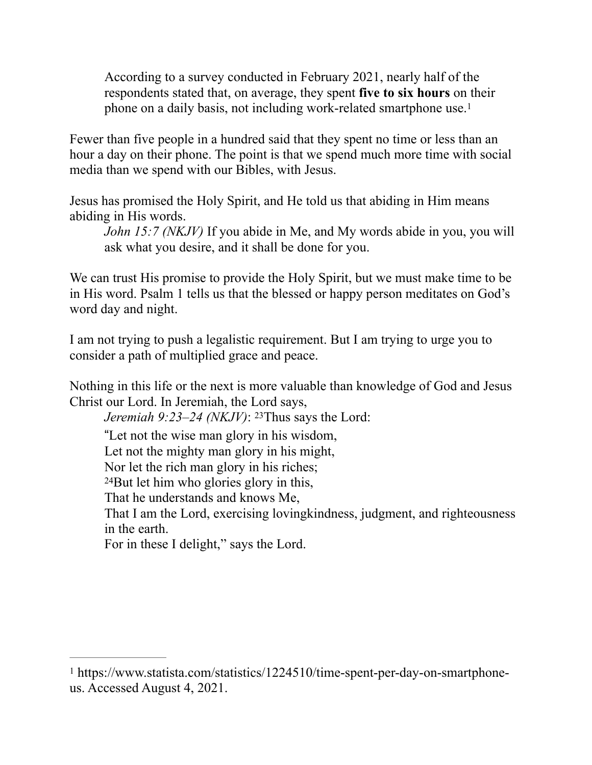> According to a survey conducted in February 2021, nearly half of the respondents stated that, on average, they spent **five to six hours** on their phone on a daily basis, not including work-related smartphone use.[1]

Fewer than five people in a hundred said that they spent no time or less than an hour a day on their phone. The point is that we spend much more time with social media than we spend with our Bibles, with Jesus.

Jesus has promised the Holy Spirit, and He told us that abiding in Him means abiding in His words.

> *John 15:7 (NKJV)* If you abide in Me, and My words abide in you, you will ask what you desire, and it shall be done for you.

We can trust His promise to provide the Holy Spirit, but we must make time to be in His word. Psalm 1 tells us that the blessed or happy person meditates on God's word day and night.

I am not trying to push a legalistic requirement. But I am trying to urge you to consider a path of multiplied grace and peace.

Nothing in this life or the next is more valuable than knowledge of God and Jesus Christ our Lord. In Jeremiah, the Lord says,

> *Jeremiah 9:23–24 (NKJV)*: [23]Thus says the Lord:
>
> "Let not the wise man glory in his wisdom,
> Let not the mighty man glory in his might,
> Nor let the rich man glory in his riches;
> [24]But let him who glories glory in this,
> That he understands and knows Me,
> That I am the Lord, exercising lovingkindness, judgment, and righteousness in the earth.
> For in these I delight," says the Lord.

---

[1] https://www.statista.com/statistics/1224510/time-spent-per-day-on-smartphone-us. Accessed August 4, 2021.